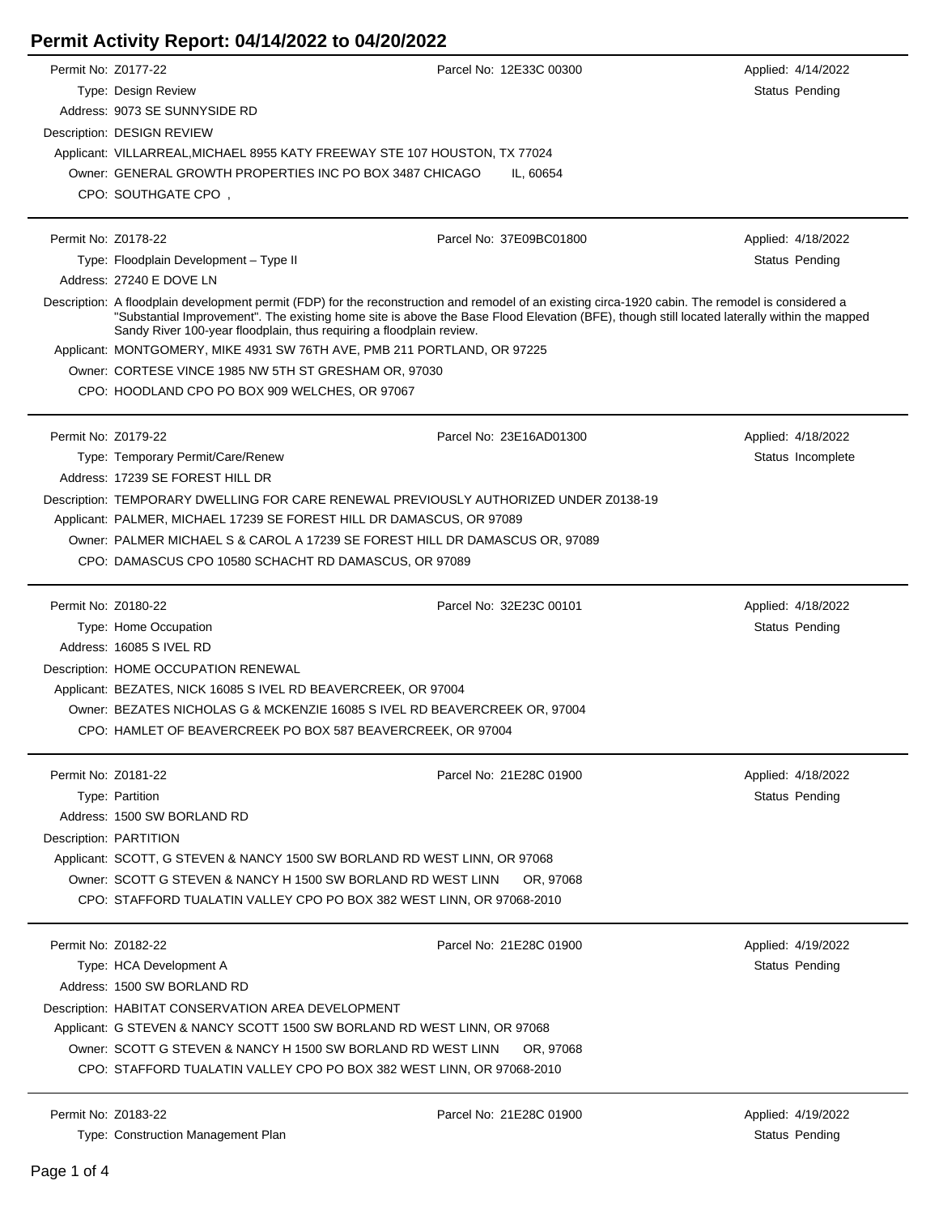# Permit Activity Report: 04/14/2022 to 04/20/2022

**Permit No:** Z0177-22 | **Parcel No:** 12E33C 00300 | **Applied:** 4/14/2022
**Type:** Design Review | **Status** Pending
**Address:** 9073 SE SUNNYSIDE RD
**Description:** DESIGN REVIEW
**Applicant:** VILLARREAL,MICHAEL 8955 KATY FREEWAY STE 107 HOUSTON, TX 77024
**Owner:** GENERAL GROWTH PROPERTIES INC PO BOX 3487 CHICAGO IL, 60654
**CPO:** SOUTHGATE CPO ,

---

**Permit No:** Z0178-22 | **Parcel No:** 37E09BC01800 | **Applied:** 4/18/2022
**Type:** Floodplain Development – Type II | **Status** Pending
**Address:** 27240 E DOVE LN
**Description:** A floodplain development permit (FDP) for the reconstruction and remodel of an existing circa-1920 cabin. The remodel is considered a "Substantial Improvement". The existing home site is above the Base Flood Elevation (BFE), though still located laterally within the mapped Sandy River 100-year floodplain, thus requiring a floodplain review.
**Applicant:** MONTGOMERY, MIKE 4931 SW 76TH AVE, PMB 211 PORTLAND, OR 97225
**Owner:** CORTESE VINCE 1985 NW 5TH ST GRESHAM OR, 97030
**CPO:** HOODLAND CPO PO BOX 909 WELCHES, OR 97067

---

**Permit No:** Z0179-22 | **Parcel No:** 23E16AD01300 | **Applied:** 4/18/2022
**Type:** Temporary Permit/Care/Renew | **Status** Incomplete
**Address:** 17239 SE FOREST HILL DR
**Description:** TEMPORARY DWELLING FOR CARE RENEWAL PREVIOUSLY AUTHORIZED UNDER Z0138-19
**Applicant:** PALMER, MICHAEL 17239 SE FOREST HILL DR DAMASCUS, OR 97089
**Owner:** PALMER MICHAEL S & CAROL A 17239 SE FOREST HILL DR DAMASCUS OR, 97089
**CPO:** DAMASCUS CPO 10580 SCHACHT RD DAMASCUS, OR 97089

---

**Permit No:** Z0180-22 | **Parcel No:** 32E23C 00101 | **Applied:** 4/18/2022
**Type:** Home Occupation | **Status** Pending
**Address:** 16085 S IVEL RD
**Description:** HOME OCCUPATION RENEWAL
**Applicant:** BEZATES, NICK 16085 S IVEL RD BEAVERCREEK, OR 97004
**Owner:** BEZATES NICHOLAS G & MCKENZIE 16085 S IVEL RD BEAVERCREEK OR, 97004
**CPO:** HAMLET OF BEAVERCREEK PO BOX 587 BEAVERCREEK, OR 97004

---

**Permit No:** Z0181-22 | **Parcel No:** 21E28C 01900 | **Applied:** 4/18/2022
**Type:** Partition | **Status** Pending
**Address:** 1500 SW BORLAND RD
**Description:** PARTITION
**Applicant:** SCOTT, G STEVEN & NANCY 1500 SW BORLAND RD WEST LINN, OR 97068
**Owner:** SCOTT G STEVEN & NANCY H 1500 SW BORLAND RD WEST LINN OR, 97068
**CPO:** STAFFORD TUALATIN VALLEY CPO PO BOX 382 WEST LINN, OR 97068-2010

---

**Permit No:** Z0182-22 | **Parcel No:** 21E28C 01900 | **Applied:** 4/19/2022
**Type:** HCA Development A | **Status** Pending
**Address:** 1500 SW BORLAND RD
**Description:** HABITAT CONSERVATION AREA DEVELOPMENT
**Applicant:** G STEVEN & NANCY SCOTT 1500 SW BORLAND RD WEST LINN, OR 97068
**Owner:** SCOTT G STEVEN & NANCY H 1500 SW BORLAND RD WEST LINN OR, 97068
**CPO:** STAFFORD TUALATIN VALLEY CPO PO BOX 382 WEST LINN, OR 97068-2010

---

**Permit No:** Z0183-22 | **Parcel No:** 21E28C 01900 | **Applied:** 4/19/2022
**Type:** Construction Management Plan | **Status** Pending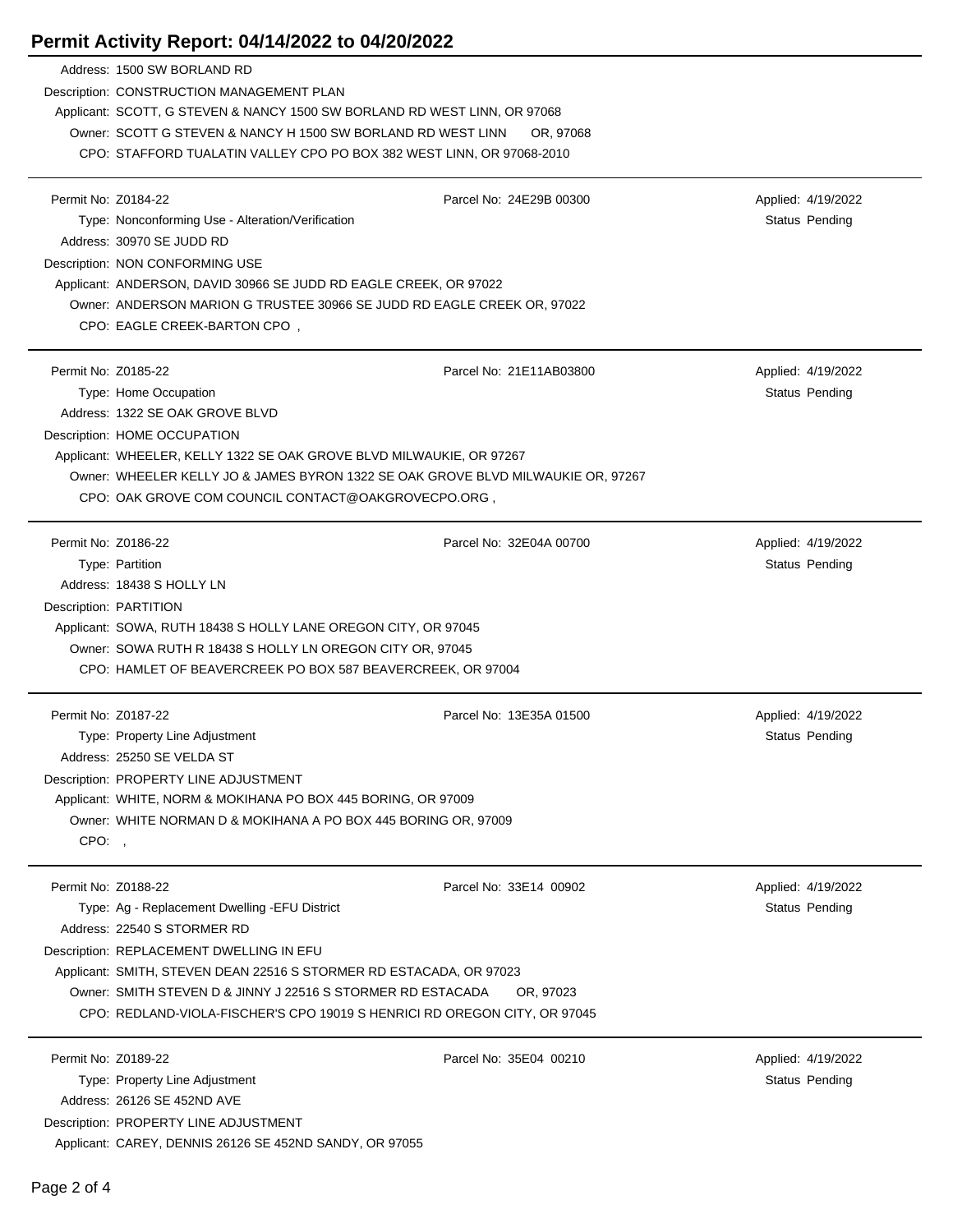# Permit Activity Report: 04/14/2022 to 04/20/2022

Address: 1500 SW BORLAND RD
Description: CONSTRUCTION MANAGEMENT PLAN
Applicant: SCOTT, G STEVEN & NANCY 1500 SW BORLAND RD WEST LINN, OR 97068
Owner: SCOTT G STEVEN & NANCY H 1500 SW BORLAND RD WEST LINN OR, 97068
CPO: STAFFORD TUALATIN VALLEY CPO PO BOX 382 WEST LINN, OR 97068-2010

---

Permit No: Z0184-22 | Parcel No: 24E29B 00300 | Applied: 4/19/2022
Type: Nonconforming Use - Alteration/Verification | Status Pending
Address: 30970 SE JUDD RD
Description: NON CONFORMING USE
Applicant: ANDERSON, DAVID 30966 SE JUDD RD EAGLE CREEK, OR 97022
Owner: ANDERSON MARION G TRUSTEE 30966 SE JUDD RD EAGLE CREEK OR, 97022
CPO: EAGLE CREEK-BARTON CPO ,

---

Permit No: Z0185-22 | Parcel No: 21E11AB03800 | Applied: 4/19/2022
Type: Home Occupation | Status Pending
Address: 1322 SE OAK GROVE BLVD
Description: HOME OCCUPATION
Applicant: WHEELER, KELLY 1322 SE OAK GROVE BLVD MILWAUKIE, OR 97267
Owner: WHEELER KELLY JO & JAMES BYRON 1322 SE OAK GROVE BLVD MILWAUKIE OR, 97267
CPO: OAK GROVE COM COUNCIL CONTACT@OAKGROVECPO.ORG ,

---

Permit No: Z0186-22 | Parcel No: 32E04A 00700 | Applied: 4/19/2022
Type: Partition | Status Pending
Address: 18438 S HOLLY LN
Description: PARTITION
Applicant: SOWA, RUTH 18438 S HOLLY LANE OREGON CITY, OR 97045
Owner: SOWA RUTH R 18438 S HOLLY LN OREGON CITY OR, 97045
CPO: HAMLET OF BEAVERCREEK PO BOX 587 BEAVERCREEK, OR 97004

---

Permit No: Z0187-22 | Parcel No: 13E35A 01500 | Applied: 4/19/2022
Type: Property Line Adjustment | Status Pending
Address: 25250 SE VELDA ST
Description: PROPERTY LINE ADJUSTMENT
Applicant: WHITE, NORM & MOKIHANA PO BOX 445 BORING, OR 97009
Owner: WHITE NORMAN D & MOKIHANA A PO BOX 445 BORING OR, 97009
CPO: ,

---

Permit No: Z0188-22 | Parcel No: 33E14 00902 | Applied: 4/19/2022
Type: Ag - Replacement Dwelling -EFU District | Status Pending
Address: 22540 S STORMER RD
Description: REPLACEMENT DWELLING IN EFU
Applicant: SMITH, STEVEN DEAN 22516 S STORMER RD ESTACADA, OR 97023
Owner: SMITH STEVEN D & JINNY J 22516 S STORMER RD ESTACADA OR, 97023
CPO: REDLAND-VIOLA-FISCHER'S CPO 19019 S HENRICI RD OREGON CITY, OR 97045

---

Permit No: Z0189-22 | Parcel No: 35E04 00210 | Applied: 4/19/2022
Type: Property Line Adjustment | Status Pending
Address: 26126 SE 452ND AVE
Description: PROPERTY LINE ADJUSTMENT
Applicant: CAREY, DENNIS 26126 SE 452ND SANDY, OR 97055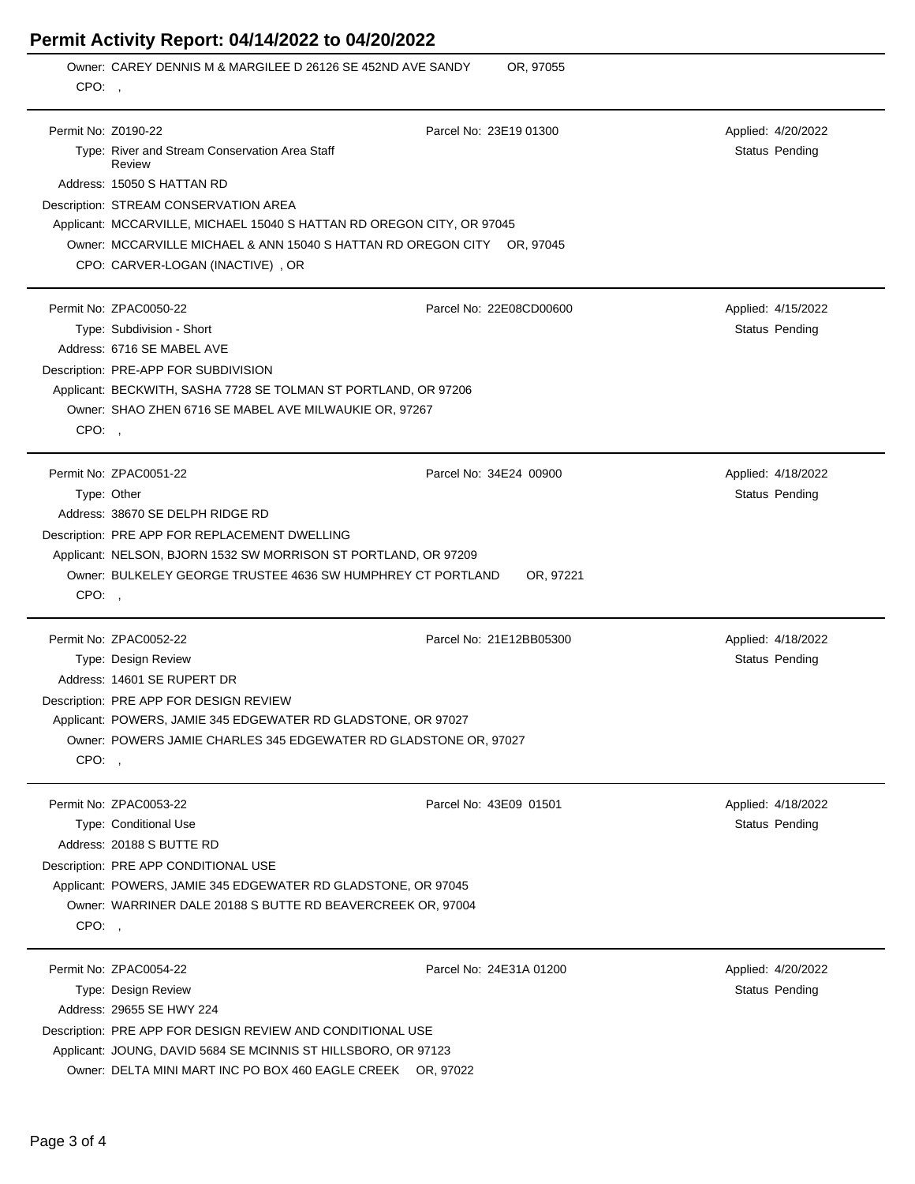# Permit Activity Report: 04/14/2022 to 04/20/2022

Owner: CAREY DENNIS M & MARGILEE D 26126 SE 452ND AVE SANDY OR, 97055
CPO: ,

---

Permit No: Z0190-22 | Parcel No: 23E19 01300 | Applied: 4/20/2022
Type: River and Stream Conservation Area Staff Review | Status Pending
Address: 15050 S HATTAN RD
Description: STREAM CONSERVATION AREA
Applicant: MCCARVILLE, MICHAEL 15040 S HATTAN RD OREGON CITY, OR 97045
Owner: MCCARVILLE MICHAEL & ANN 15040 S HATTAN RD OREGON CITY OR, 97045
CPO: CARVER-LOGAN (INACTIVE) , OR

---

Permit No: ZPAC0050-22 | Parcel No: 22E08CD00600 | Applied: 4/15/2022
Type: Subdivision - Short | Status Pending
Address: 6716 SE MABEL AVE
Description: PRE-APP FOR SUBDIVISION
Applicant: BECKWITH, SASHA 7728 SE TOLMAN ST PORTLAND, OR 97206
Owner: SHAO ZHEN 6716 SE MABEL AVE MILWAUKIE OR, 97267
CPO: ,

---

Permit No: ZPAC0051-22 | Parcel No: 34E24 00900 | Applied: 4/18/2022
Type: Other | Status Pending
Address: 38670 SE DELPH RIDGE RD
Description: PRE APP FOR REPLACEMENT DWELLING
Applicant: NELSON, BJORN 1532 SW MORRISON ST PORTLAND, OR 97209
Owner: BULKELEY GEORGE TRUSTEE 4636 SW HUMPHREY CT PORTLAND OR, 97221
CPO: ,

---

Permit No: ZPAC0052-22 | Parcel No: 21E12BB05300 | Applied: 4/18/2022
Type: Design Review | Status Pending
Address: 14601 SE RUPERT DR
Description: PRE APP FOR DESIGN REVIEW
Applicant: POWERS, JAMIE 345 EDGEWATER RD GLADSTONE, OR 97027
Owner: POWERS JAMIE CHARLES 345 EDGEWATER RD GLADSTONE OR, 97027
CPO: ,

---

Permit No: ZPAC0053-22 | Parcel No: 43E09 01501 | Applied: 4/18/2022
Type: Conditional Use | Status Pending
Address: 20188 S BUTTE RD
Description: PRE APP CONDITIONAL USE
Applicant: POWERS, JAMIE 345 EDGEWATER RD GLADSTONE, OR 97045
Owner: WARRINER DALE 20188 S BUTTE RD BEAVERCREEK OR, 97004
CPO: ,

---

Permit No: ZPAC0054-22 | Parcel No: 24E31A 01200 | Applied: 4/20/2022
Type: Design Review | Status Pending
Address: 29655 SE HWY 224
Description: PRE APP FOR DESIGN REVIEW AND CONDITIONAL USE
Applicant: JOUNG, DAVID 5684 SE MCINNIS ST HILLSBORO, OR 97123
Owner: DELTA MINI MART INC PO BOX 460 EAGLE CREEK OR, 97022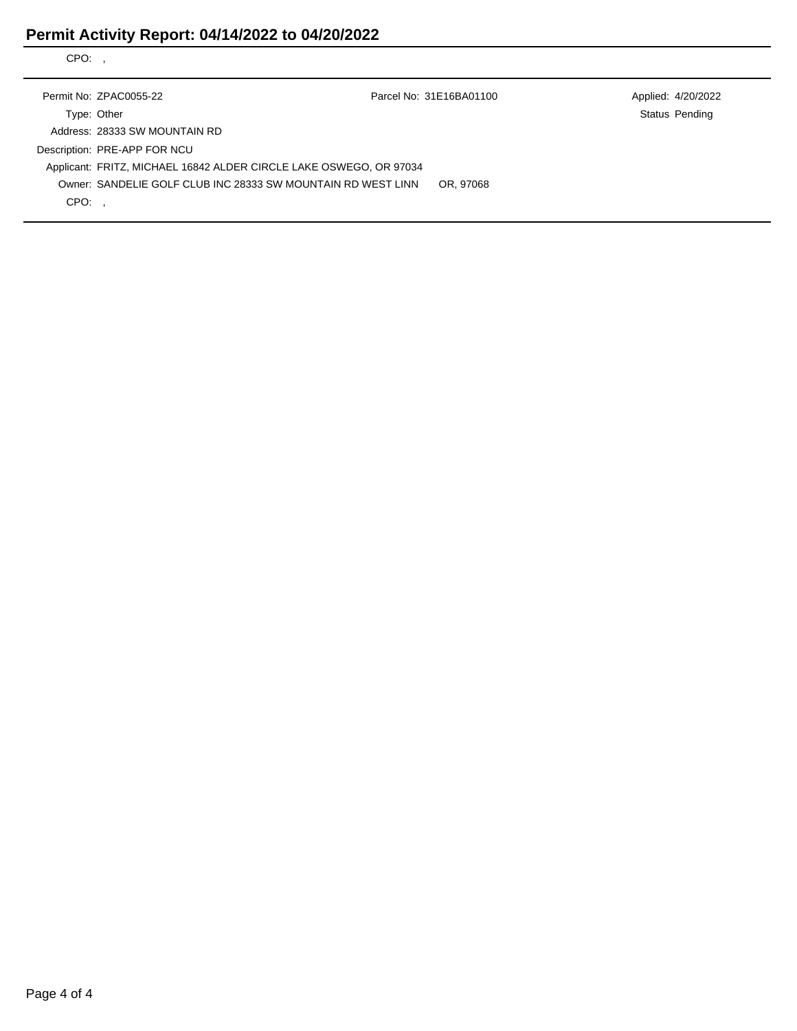# Permit Activity Report: 04/14/2022 to 04/20/2022

CPO: ,

| | | |
|---|---|---|
| Permit No: ZPAC0055-22 | Parcel No: 31E16BA01100 | Applied: 4/20/2022 |
| Type: Other | | Status Pending |

Address: 28333 SW MOUNTAIN RD

Description: PRE-APP FOR NCU

Applicant: FRITZ, MICHAEL 16842 ALDER CIRCLE LAKE OSWEGO, OR 97034

Owner: SANDELIE GOLF CLUB INC 28333 SW MOUNTAIN RD WEST LINN OR, 97068

CPO: ,